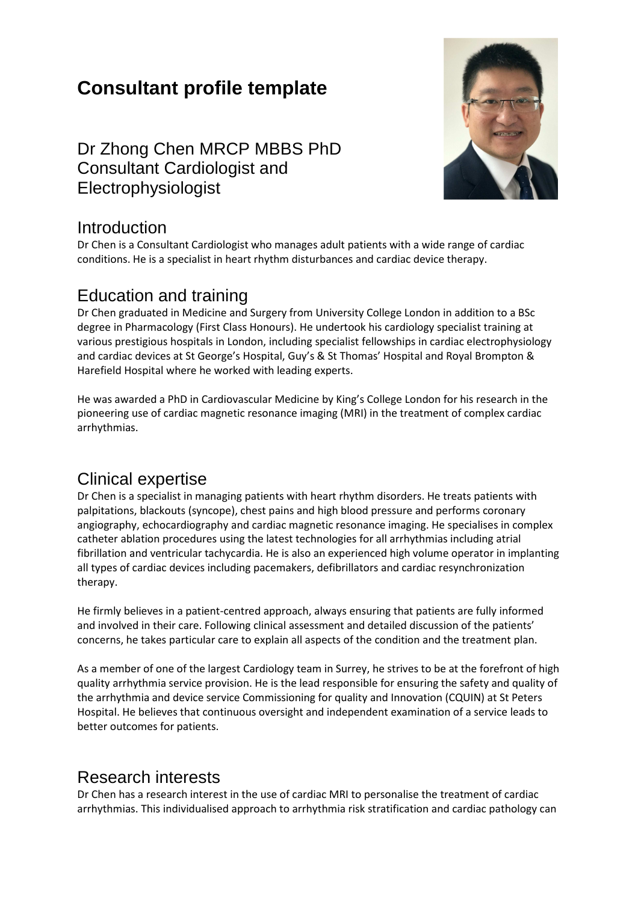# Consultant profile template

## Dr Zhong Chen MRCP MBBS PhD
## Consultant Cardiologist and Electrophysiologist

## Introduction

Dr Chen is a Consultant Cardiologist who manages adult patients with a wide range of cardiac conditions. He is a specialist in heart rhythm disturbances and cardiac device therapy.

## Education and training

Dr Chen graduated in Medicine and Surgery from University College London in addition to a BSc degree in Pharmacology (First Class Honours). He undertook his cardiology specialist training at various prestigious hospitals in London, including specialist fellowships in cardiac electrophysiology and cardiac devices at St George's Hospital, Guy's & St Thomas' Hospital and Royal Brompton & Harefield Hospital where he worked with leading experts.

He was awarded a PhD in Cardiovascular Medicine by King's College London for his research in the pioneering use of cardiac magnetic resonance imaging (MRI) in the treatment of complex cardiac arrhythmias.

## Clinical expertise

Dr Chen is a specialist in managing patients with heart rhythm disorders. He treats patients with palpitations, blackouts (syncope), chest pains and high blood pressure and performs coronary angiography, echocardiography and cardiac magnetic resonance imaging. He specialises in complex catheter ablation procedures using the latest technologies for all arrhythmias including atrial fibrillation and ventricular tachycardia. He is also an experienced high volume operator in implanting all types of cardiac devices including pacemakers, defibrillators and cardiac resynchronization therapy.

He firmly believes in a patient-centred approach, always ensuring that patients are fully informed and involved in their care. Following clinical assessment and detailed discussion of the patients' concerns, he takes particular care to explain all aspects of the condition and the treatment plan.

As a member of one of the largest Cardiology team in Surrey, he strives to be at the forefront of high quality arrhythmia service provision. He is the lead responsible for ensuring the safety and quality of the arrhythmia and device service Commissioning for quality and Innovation (CQUIN) at St Peters Hospital. He believes that continuous oversight and independent examination of a service leads to better outcomes for patients.

## Research interests

Dr Chen has a research interest in the use of cardiac MRI to personalise the treatment of cardiac arrhythmias. This individualised approach to arrhythmia risk stratification and cardiac pathology can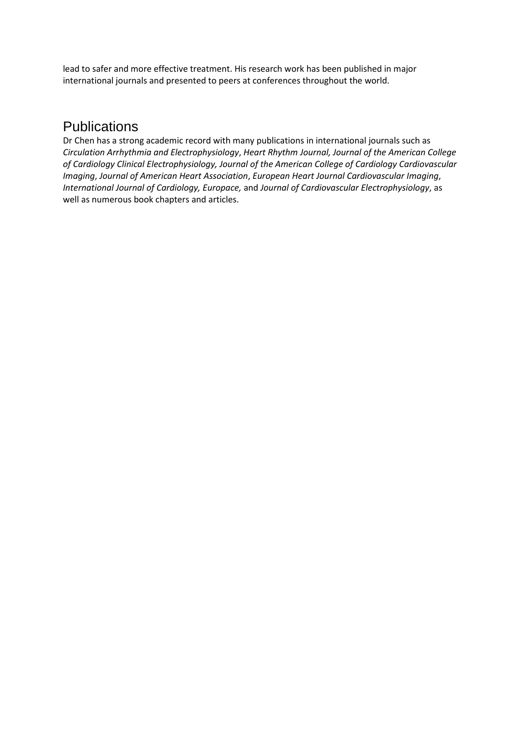lead to safer and more effective treatment. His research work has been published in major international journals and presented to peers at conferences throughout the world.

## Publications

Dr Chen has a strong academic record with many publications in international journals such as *Circulation Arrhythmia and Electrophysiology*, *Heart Rhythm Journal, Journal of the American College of Cardiology Clinical Electrophysiology, Journal of the American College of Cardiology Cardiovascular Imaging*, *Journal of American Heart Association*, *European Heart Journal Cardiovascular Imaging*, *International Journal of Cardiology, Europace,* and *Journal of Cardiovascular Electrophysiology*, as well as numerous book chapters and articles.